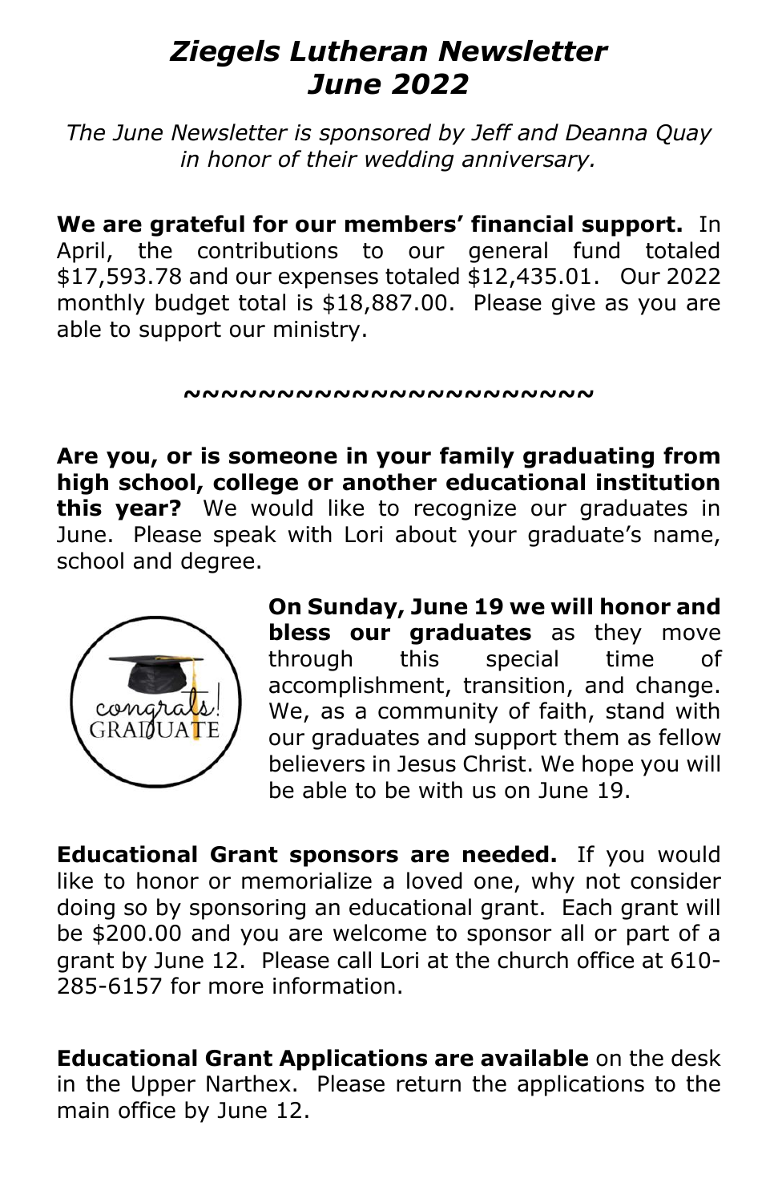# *Ziegels Lutheran Newsletter June 2022*

*The June Newsletter is sponsored by Jeff and Deanna Quay in honor of their wedding anniversary.*

**We are grateful for our members' financial support.** In April, the contributions to our general fund totaled $17,593.78 and our expenses totaled $12,435.01. Our 2022 monthly budget total is $18,887.00. Please give as you are able to support our ministry.

~~~~~~~~~~~~~~~~~~~~~~~

**Are you, or is someone in your family graduating from high school, college or another educational institution this year?** We would like to recognize our graduates in June. Please speak with Lori about your graduate's name, school and degree.

**On Sunday, June 19 we will honor and bless our graduates** as they move through this special time of accomplishment, transition, and change. We, as a community of faith, stand with our graduates and support them as fellow believers in Jesus Christ. We hope you will be able to be with us on June 19.

**Educational Grant sponsors are needed.** If you would like to honor or memorialize a loved one, why not consider doing so by sponsoring an educational grant. Each grant will be $200.00 and you are welcome to sponsor all or part of a grant by June 12. Please call Lori at the church office at 610-285-6157 for more information.

**Educational Grant Applications are available** on the desk in the Upper Narthex. Please return the applications to the main office by June 12.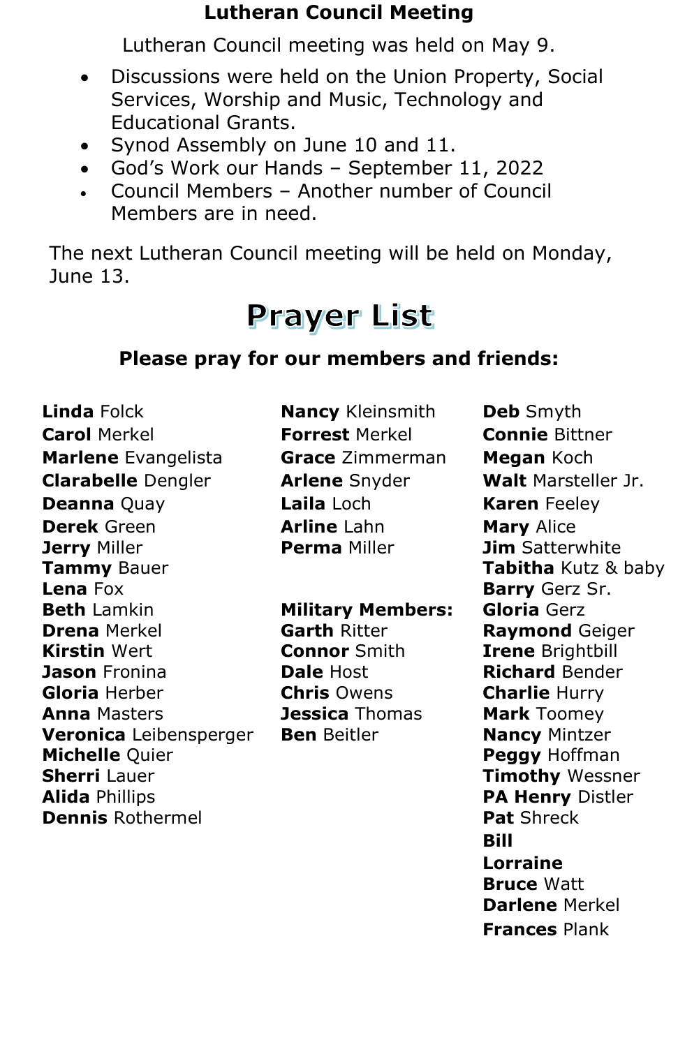## Lutheran Council Meeting

Lutheran Council meeting was held on May 9.

- Discussions were held on the Union Property, Social Services, Worship and Music, Technology and Educational Grants.
- Synod Assembly on June 10 and 11.
- God's Work our Hands – September 11, 2022
- Council Members – Another number of Council Members are in need.

The next Lutheran Council meeting will be held on Monday, June 13.

# Prayer List

**Please pray for our members and friends:**

**Linda** Folck
**Carol** Merkel
**Marlene** Evangelista
**Clarabelle** Dengler
**Deanna** Quay
**Derek** Green
**Jerry** Miller
**Tammy** Bauer
**Lena** Fox
**Beth** Lamkin
**Drena** Merkel
**Kirstin** Wert
**Jason** Fronina
**Gloria** Herber
**Anna** Masters
**Veronica** Leibensperger
**Michelle** Quier
**Sherri** Lauer
**Alida** Phillips
**Dennis** Rothermel

**Nancy** Kleinsmith
**Forrest** Merkel
**Grace** Zimmerman
**Arlene** Snyder
**Laila** Loch
**Arline** Lahn
**Perma** Miller

**Military Members:**
**Garth** Ritter
**Connor** Smith
**Dale** Host
**Chris** Owens
**Jessica** Thomas
**Ben** Beitler

**Deb** Smyth
**Connie** Bittner
**Megan** Koch
**Walt** Marsteller Jr.
**Karen** Feeley
**Mary** Alice
**Jim** Satterwhite
**Tabitha** Kutz & baby
**Barry** Gerz Sr.
**Gloria** Gerz
**Raymond** Geiger
**Irene** Brightbill
**Richard** Bender
**Charlie** Hurry
**Mark** Toomey
**Nancy** Mintzer
**Peggy** Hoffman
**Timothy** Wessner
**PA Henry** Distler
**Pat** Shreck
**Bill**
**Lorraine**
**Bruce** Watt
**Darlene** Merkel
**Frances** Plank